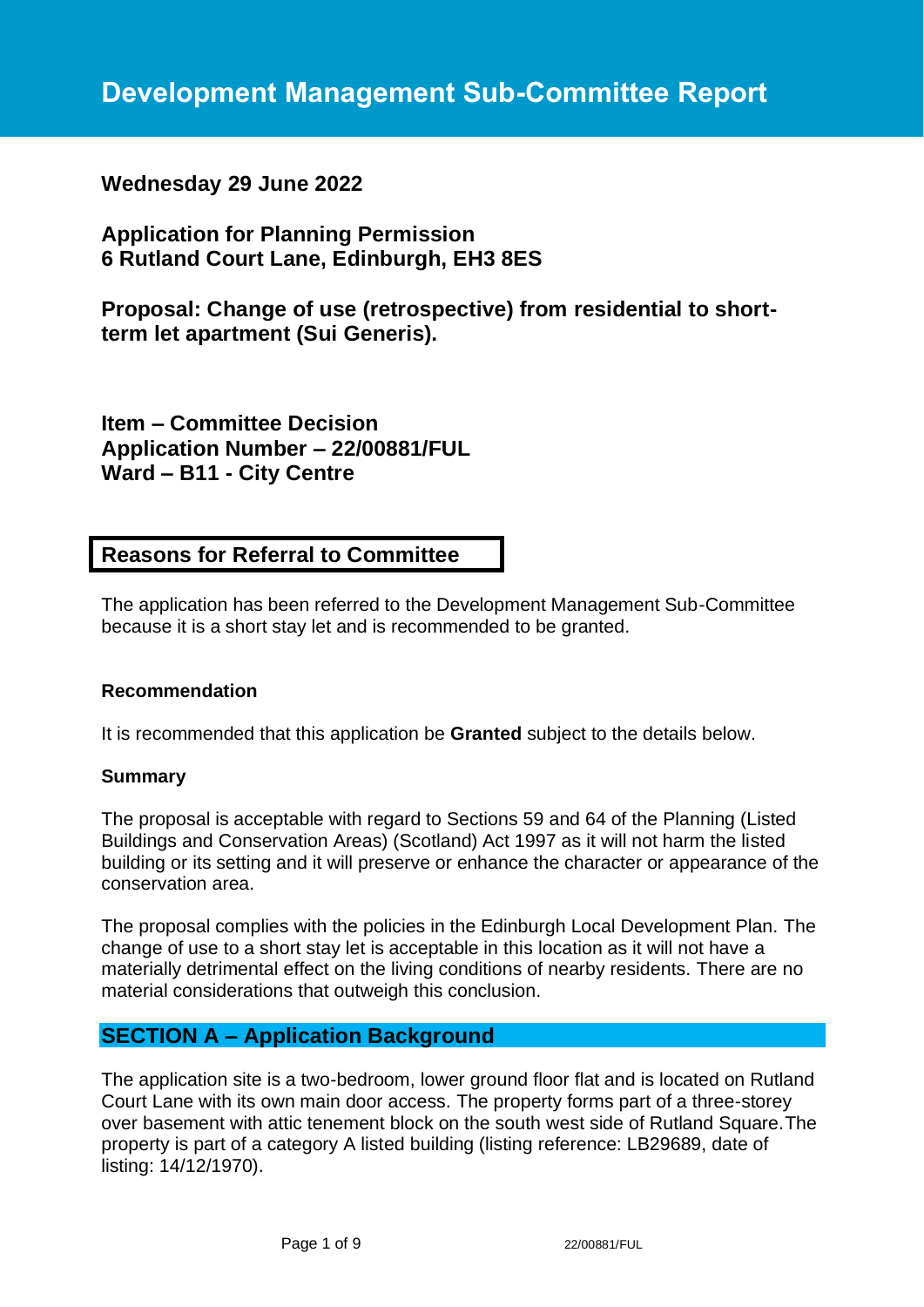# Development Management Sub-Committee Report

**Wednesday 29 June 2022**

**Application for Planning Permission**
**6 Rutland Court Lane, Edinburgh, EH3 8ES**

**Proposal: Change of use (retrospective) from residential to short-term let apartment (Sui Generis).**

**Item – Committee Decision**
**Application Number – 22/00881/FUL**
**Ward – B11 - City Centre**

## Reasons for Referral to Committee

The application has been referred to the Development Management Sub-Committee because it is a short stay let and is recommended to be granted.

### Recommendation

It is recommended that this application be **Granted** subject to the details below.

### Summary

The proposal is acceptable with regard to Sections 59 and 64 of the Planning (Listed Buildings and Conservation Areas) (Scotland) Act 1997 as it will not harm the listed building or its setting and it will preserve or enhance the character or appearance of the conservation area.

The proposal complies with the policies in the Edinburgh Local Development Plan. The change of use to a short stay let is acceptable in this location as it will not have a materially detrimental effect on the living conditions of nearby residents. There are no material considerations that outweigh this conclusion.

## SECTION A – Application Background

The application site is a two-bedroom, lower ground floor flat and is located on Rutland Court Lane with its own main door access. The property forms part of a three-storey over basement with attic tenement block on the south west side of Rutland Square.The property is part of a category A listed building (listing reference: LB29689, date of listing: 14/12/1970).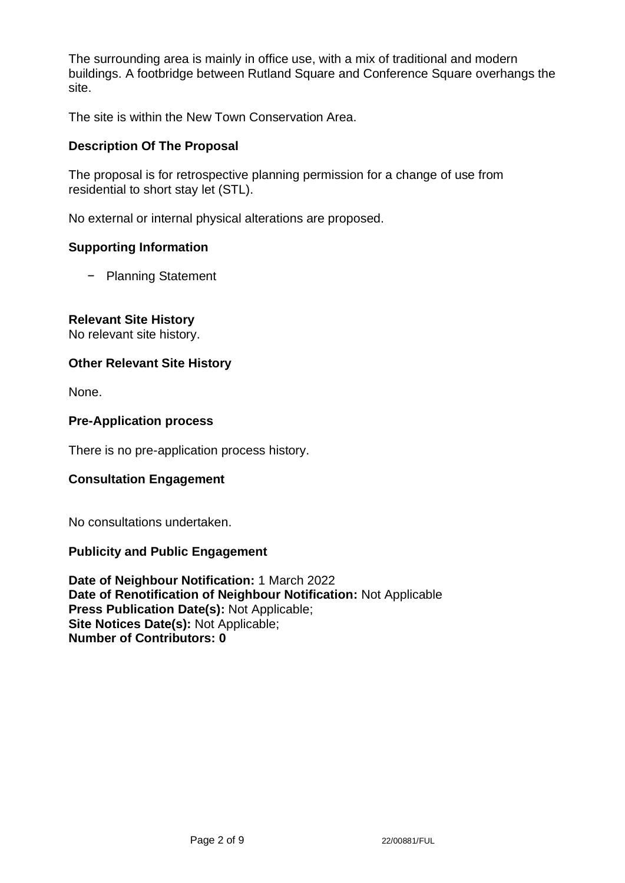The surrounding area is mainly in office use, with a mix of traditional and modern buildings. A footbridge between Rutland Square and Conference Square overhangs the site.

The site is within the New Town Conservation Area.

**Description Of The Proposal**

The proposal is for retrospective planning permission for a change of use from residential to short stay let (STL).

No external or internal physical alterations are proposed.

**Supporting Information**

- Planning Statement

**Relevant Site History**

No relevant site history.

**Other Relevant Site History**

None.

**Pre-Application process**

There is no pre-application process history.

**Consultation Engagement**

No consultations undertaken.

**Publicity and Public Engagement**

**Date of Neighbour Notification:** 1 March 2022
**Date of Renotification of Neighbour Notification:** Not Applicable
**Press Publication Date(s):** Not Applicable;
**Site Notices Date(s):** Not Applicable;
**Number of Contributors: 0**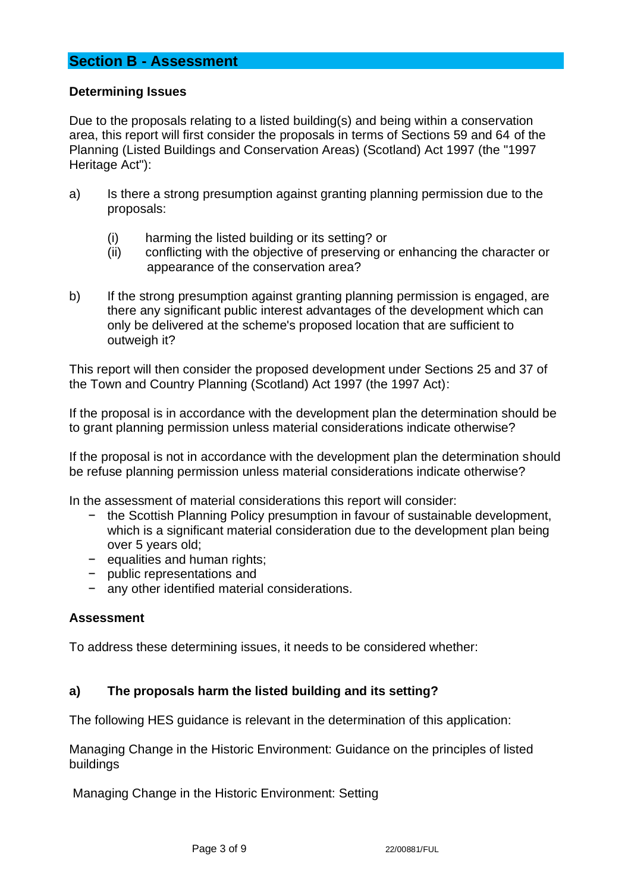## Section B - Assessment

### Determining Issues

Due to the proposals relating to a listed building(s) and being within a conservation area, this report will first consider the proposals in terms of Sections 59 and 64 of the Planning (Listed Buildings and Conservation Areas) (Scotland) Act 1997 (the "1997 Heritage Act"):

a) Is there a strong presumption against granting planning permission due to the proposals:

   (i) harming the listed building or its setting? or
   (ii) conflicting with the objective of preserving or enhancing the character or appearance of the conservation area?

b) If the strong presumption against granting planning permission is engaged, are there any significant public interest advantages of the development which can only be delivered at the scheme's proposed location that are sufficient to outweigh it?

This report will then consider the proposed development under Sections 25 and 37 of the Town and Country Planning (Scotland) Act 1997 (the 1997 Act):

If the proposal is in accordance with the development plan the determination should be to grant planning permission unless material considerations indicate otherwise?

If the proposal is not in accordance with the development plan the determination should be refuse planning permission unless material considerations indicate otherwise?

In the assessment of material considerations this report will consider:

- the Scottish Planning Policy presumption in favour of sustainable development, which is a significant material consideration due to the development plan being over 5 years old;
- equalities and human rights;
- public representations and
- any other identified material considerations.

### Assessment

To address these determining issues, it needs to be considered whether:

### a) The proposals harm the listed building and its setting?

The following HES guidance is relevant in the determination of this application:

Managing Change in the Historic Environment: Guidance on the principles of listed buildings

Managing Change in the Historic Environment: Setting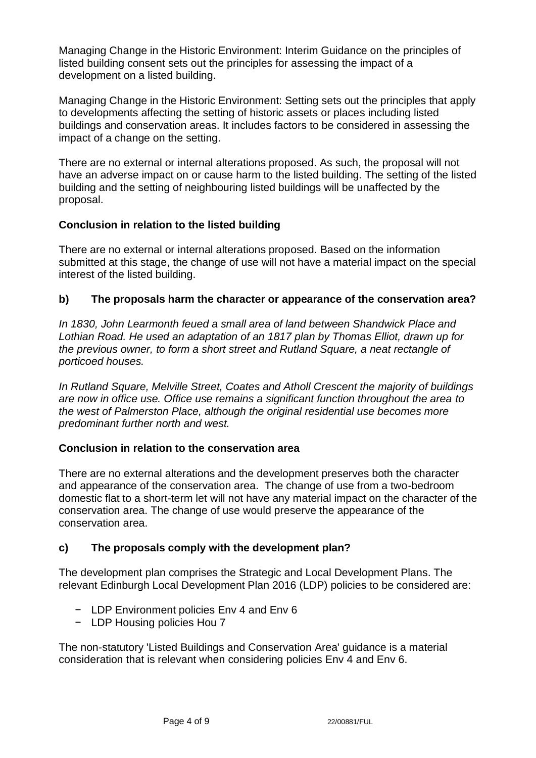Managing Change in the Historic Environment: Interim Guidance on the principles of listed building consent sets out the principles for assessing the impact of a development on a listed building.

Managing Change in the Historic Environment: Setting sets out the principles that apply to developments affecting the setting of historic assets or places including listed buildings and conservation areas. It includes factors to be considered in assessing the impact of a change on the setting.

There are no external or internal alterations proposed. As such, the proposal will not have an adverse impact on or cause harm to the listed building. The setting of the listed building and the setting of neighbouring listed buildings will be unaffected by the proposal.

**Conclusion in relation to the listed building**

There are no external or internal alterations proposed. Based on the information submitted at this stage, the change of use will not have a material impact on the special interest of the listed building.

**b) The proposals harm the character or appearance of the conservation area?**

*In 1830, John Learmonth feued a small area of land between Shandwick Place and Lothian Road. He used an adaptation of an 1817 plan by Thomas Elliot, drawn up for the previous owner, to form a short street and Rutland Square, a neat rectangle of porticoed houses.*

*In Rutland Square, Melville Street, Coates and Atholl Crescent the majority of buildings are now in office use. Office use remains a significant function throughout the area to the west of Palmerston Place, although the original residential use becomes more predominant further north and west.*

**Conclusion in relation to the conservation area**

There are no external alterations and the development preserves both the character and appearance of the conservation area. The change of use from a two-bedroom domestic flat to a short-term let will not have any material impact on the character of the conservation area. The change of use would preserve the appearance of the conservation area.

**c) The proposals comply with the development plan?**

The development plan comprises the Strategic and Local Development Plans. The relevant Edinburgh Local Development Plan 2016 (LDP) policies to be considered are:

- LDP Environment policies Env 4 and Env 6
- LDP Housing policies Hou 7

The non-statutory 'Listed Buildings and Conservation Area' guidance is a material consideration that is relevant when considering policies Env 4 and Env 6.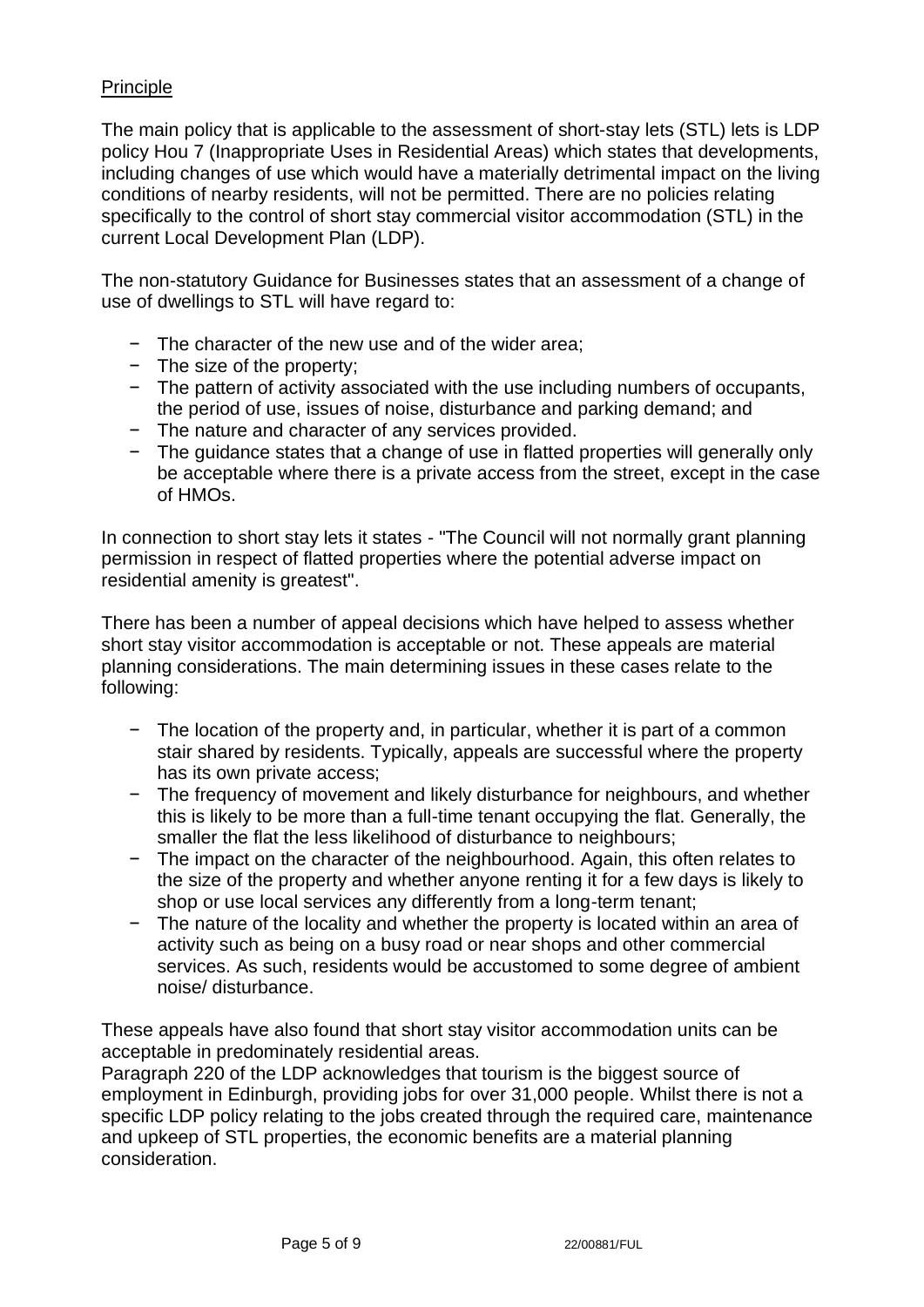Principle

The main policy that is applicable to the assessment of short-stay lets (STL) lets is LDP policy Hou 7 (Inappropriate Uses in Residential Areas) which states that developments, including changes of use which would have a materially detrimental impact on the living conditions of nearby residents, will not be permitted. There are no policies relating specifically to the control of short stay commercial visitor accommodation (STL) in the current Local Development Plan (LDP).

The non-statutory Guidance for Businesses states that an assessment of a change of use of dwellings to STL will have regard to:

- The character of the new use and of the wider area;
- The size of the property;
- The pattern of activity associated with the use including numbers of occupants, the period of use, issues of noise, disturbance and parking demand; and
- The nature and character of any services provided.
- The guidance states that a change of use in flatted properties will generally only be acceptable where there is a private access from the street, except in the case of HMOs.

In connection to short stay lets it states - "The Council will not normally grant planning permission in respect of flatted properties where the potential adverse impact on residential amenity is greatest".

There has been a number of appeal decisions which have helped to assess whether short stay visitor accommodation is acceptable or not. These appeals are material planning considerations. The main determining issues in these cases relate to the following:

- The location of the property and, in particular, whether it is part of a common stair shared by residents. Typically, appeals are successful where the property has its own private access;
- The frequency of movement and likely disturbance for neighbours, and whether this is likely to be more than a full-time tenant occupying the flat. Generally, the smaller the flat the less likelihood of disturbance to neighbours;
- The impact on the character of the neighbourhood. Again, this often relates to the size of the property and whether anyone renting it for a few days is likely to shop or use local services any differently from a long-term tenant;
- The nature of the locality and whether the property is located within an area of activity such as being on a busy road or near shops and other commercial services. As such, residents would be accustomed to some degree of ambient noise/ disturbance.

These appeals have also found that short stay visitor accommodation units can be acceptable in predominately residential areas.
Paragraph 220 of the LDP acknowledges that tourism is the biggest source of employment in Edinburgh, providing jobs for over 31,000 people. Whilst there is not a specific LDP policy relating to the jobs created through the required care, maintenance and upkeep of STL properties, the economic benefits are a material planning consideration.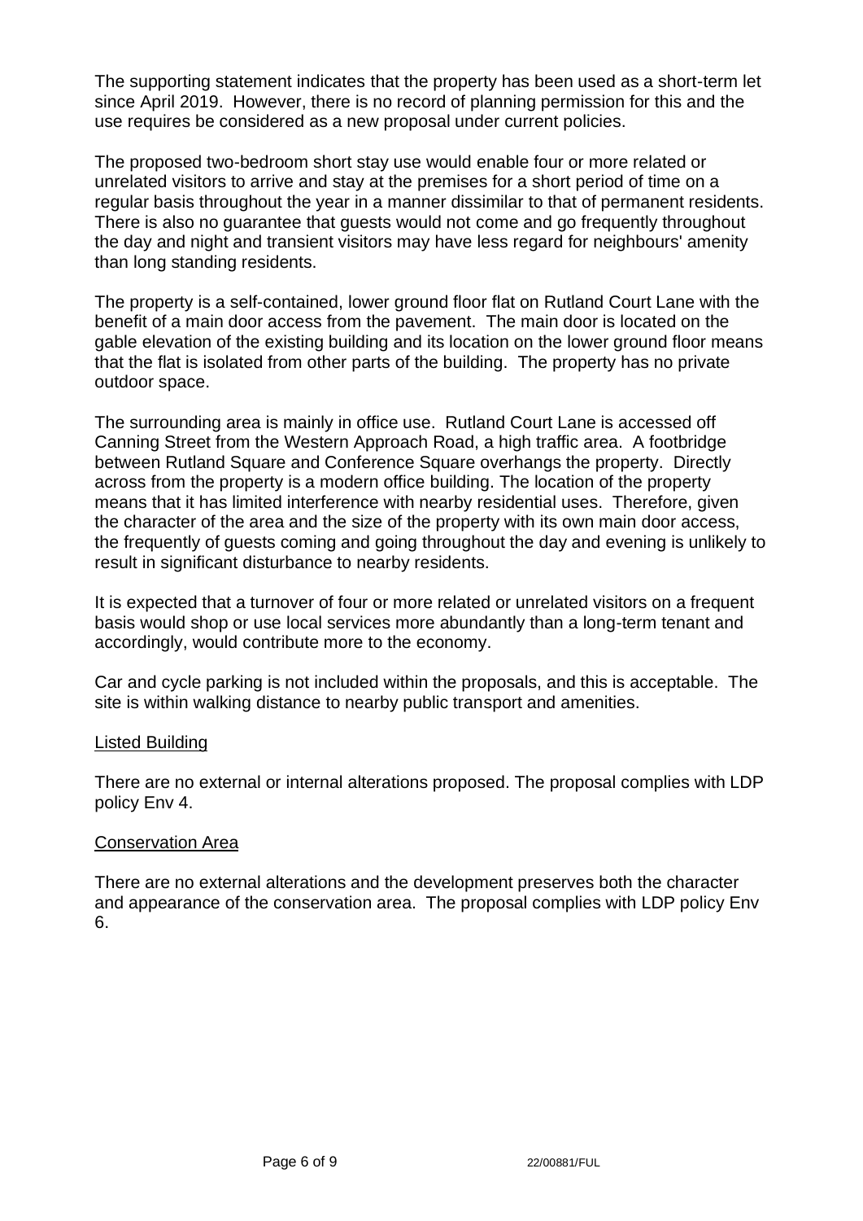The supporting statement indicates that the property has been used as a short-term let since April 2019. However, there is no record of planning permission for this and the use requires be considered as a new proposal under current policies.

The proposed two-bedroom short stay use would enable four or more related or unrelated visitors to arrive and stay at the premises for a short period of time on a regular basis throughout the year in a manner dissimilar to that of permanent residents. There is also no guarantee that guests would not come and go frequently throughout the day and night and transient visitors may have less regard for neighbours' amenity than long standing residents.

The property is a self-contained, lower ground floor flat on Rutland Court Lane with the benefit of a main door access from the pavement. The main door is located on the gable elevation of the existing building and its location on the lower ground floor means that the flat is isolated from other parts of the building. The property has no private outdoor space.

The surrounding area is mainly in office use. Rutland Court Lane is accessed off Canning Street from the Western Approach Road, a high traffic area. A footbridge between Rutland Square and Conference Square overhangs the property. Directly across from the property is a modern office building. The location of the property means that it has limited interference with nearby residential uses. Therefore, given the character of the area and the size of the property with its own main door access, the frequently of guests coming and going throughout the day and evening is unlikely to result in significant disturbance to nearby residents.

It is expected that a turnover of four or more related or unrelated visitors on a frequent basis would shop or use local services more abundantly than a long-term tenant and accordingly, would contribute more to the economy.

Car and cycle parking is not included within the proposals, and this is acceptable. The site is within walking distance to nearby public transport and amenities.

<u>Listed Building</u>

There are no external or internal alterations proposed. The proposal complies with LDP policy Env 4.

<u>Conservation Area</u>

There are no external alterations and the development preserves both the character and appearance of the conservation area. The proposal complies with LDP policy Env 6.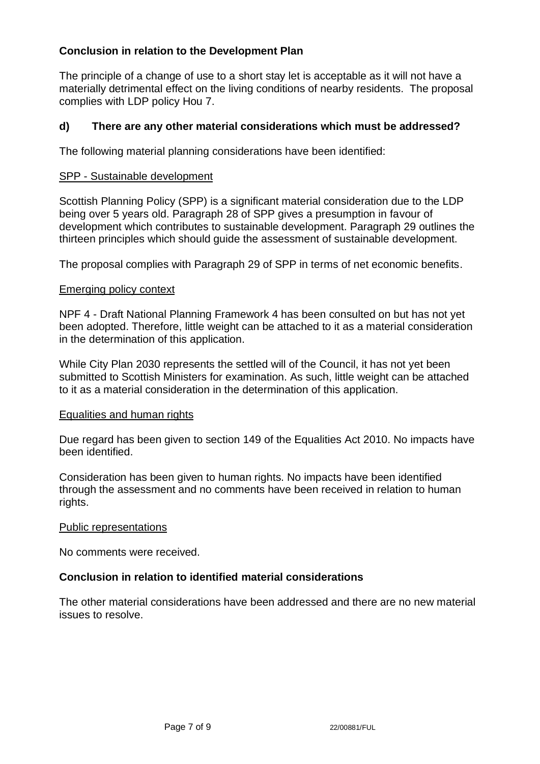**Conclusion in relation to the Development Plan**

The principle of a change of use to a short stay let is acceptable as it will not have a materially detrimental effect on the living conditions of nearby residents. The proposal complies with LDP policy Hou 7.

**d) There are any other material considerations which must be addressed?**

The following material planning considerations have been identified:

SPP - Sustainable development

Scottish Planning Policy (SPP) is a significant material consideration due to the LDP being over 5 years old. Paragraph 28 of SPP gives a presumption in favour of development which contributes to sustainable development. Paragraph 29 outlines the thirteen principles which should guide the assessment of sustainable development.

The proposal complies with Paragraph 29 of SPP in terms of net economic benefits.

Emerging policy context

NPF 4 - Draft National Planning Framework 4 has been consulted on but has not yet been adopted. Therefore, little weight can be attached to it as a material consideration in the determination of this application.

While City Plan 2030 represents the settled will of the Council, it has not yet been submitted to Scottish Ministers for examination. As such, little weight can be attached to it as a material consideration in the determination of this application.

Equalities and human rights

Due regard has been given to section 149 of the Equalities Act 2010. No impacts have been identified.

Consideration has been given to human rights. No impacts have been identified through the assessment and no comments have been received in relation to human rights.

Public representations

No comments were received.

**Conclusion in relation to identified material considerations**

The other material considerations have been addressed and there are no new material issues to resolve.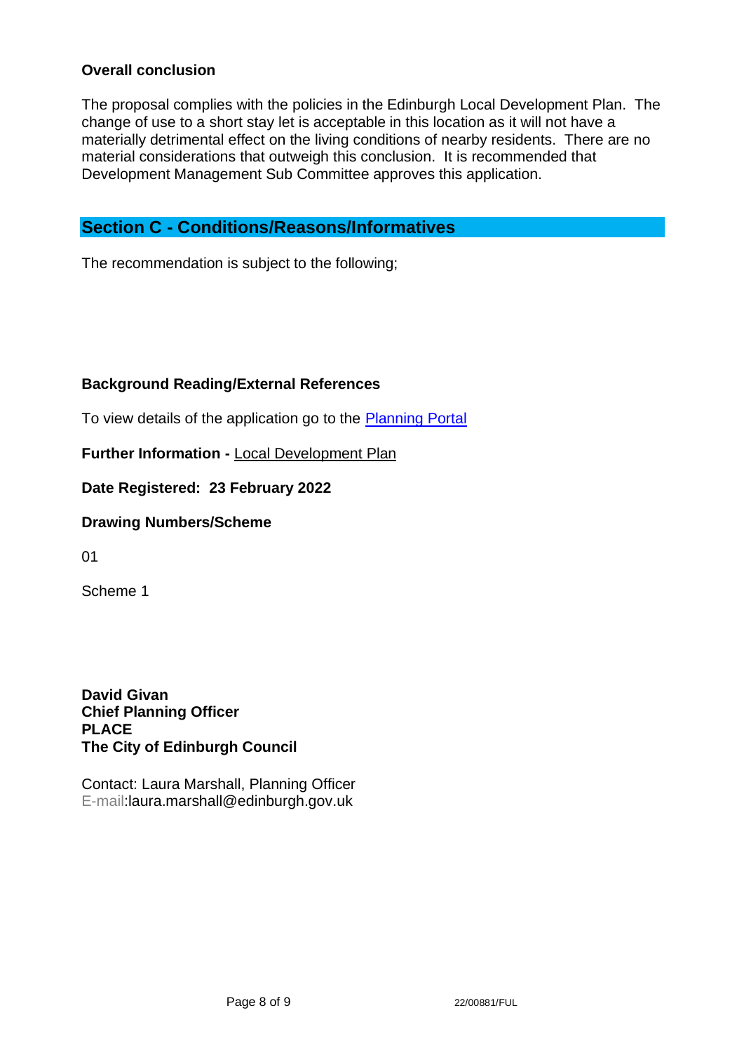**Overall conclusion**

The proposal complies with the policies in the Edinburgh Local Development Plan. The change of use to a short stay let is acceptable in this location as it will not have a materially detrimental effect on the living conditions of nearby residents. There are no material considerations that outweigh this conclusion. It is recommended that Development Management Sub Committee approves this application.

## Section C - Conditions/Reasons/Informatives

The recommendation is subject to the following;

**Background Reading/External References**

To view details of the application go to the Planning Portal

**Further Information -** Local Development Plan

**Date Registered: 23 February 2022**

**Drawing Numbers/Scheme**

01

Scheme 1

**David Givan**
**Chief Planning Officer**
**PLACE**
**The City of Edinburgh Council**

Contact: Laura Marshall, Planning Officer
E-mail:laura.marshall@edinburgh.gov.uk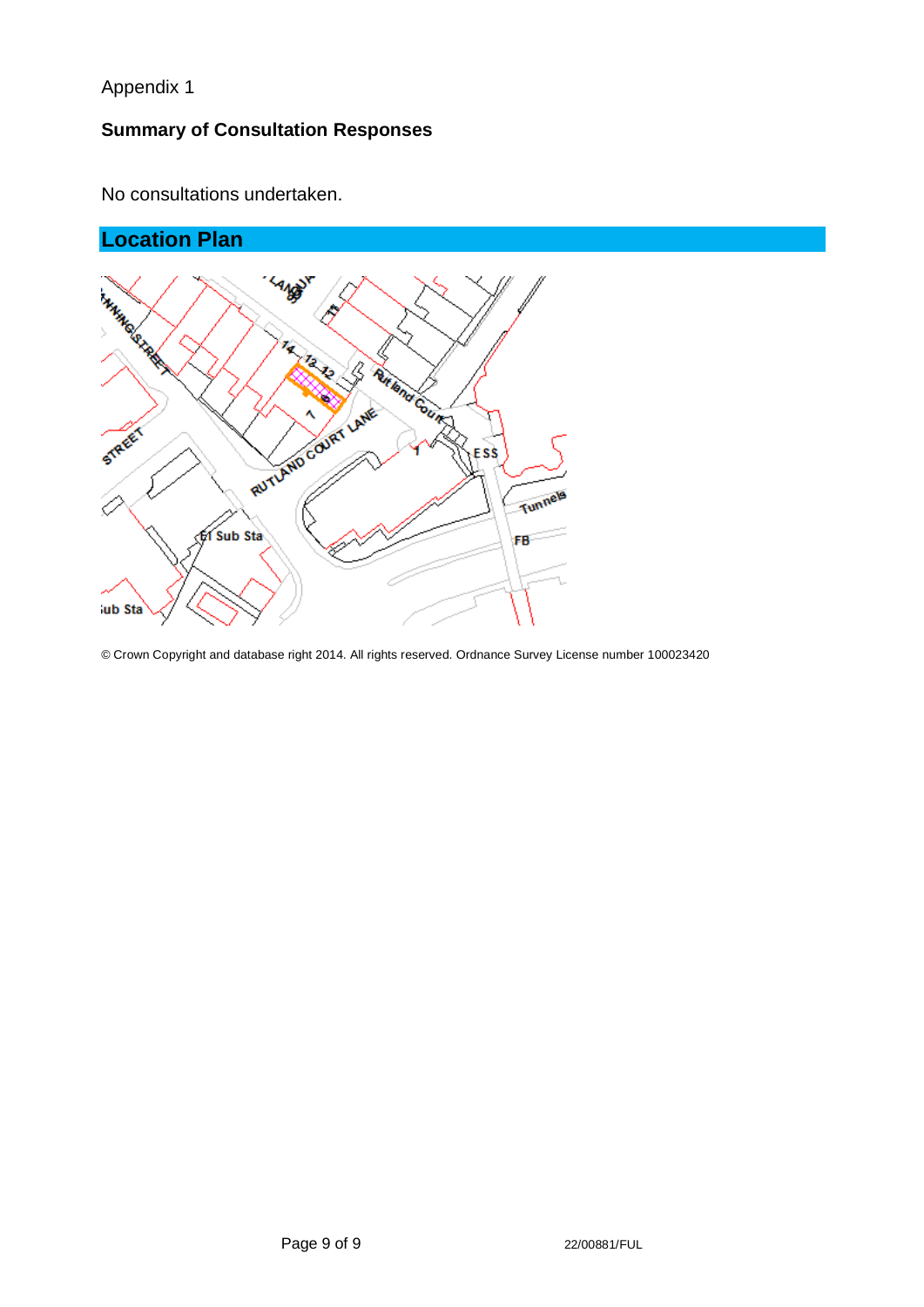Appendix 1

**Summary of Consultation Responses**

No consultations undertaken.

## Location Plan

© Crown Copyright and database right 2014. All rights reserved. Ordnance Survey License number 100023420